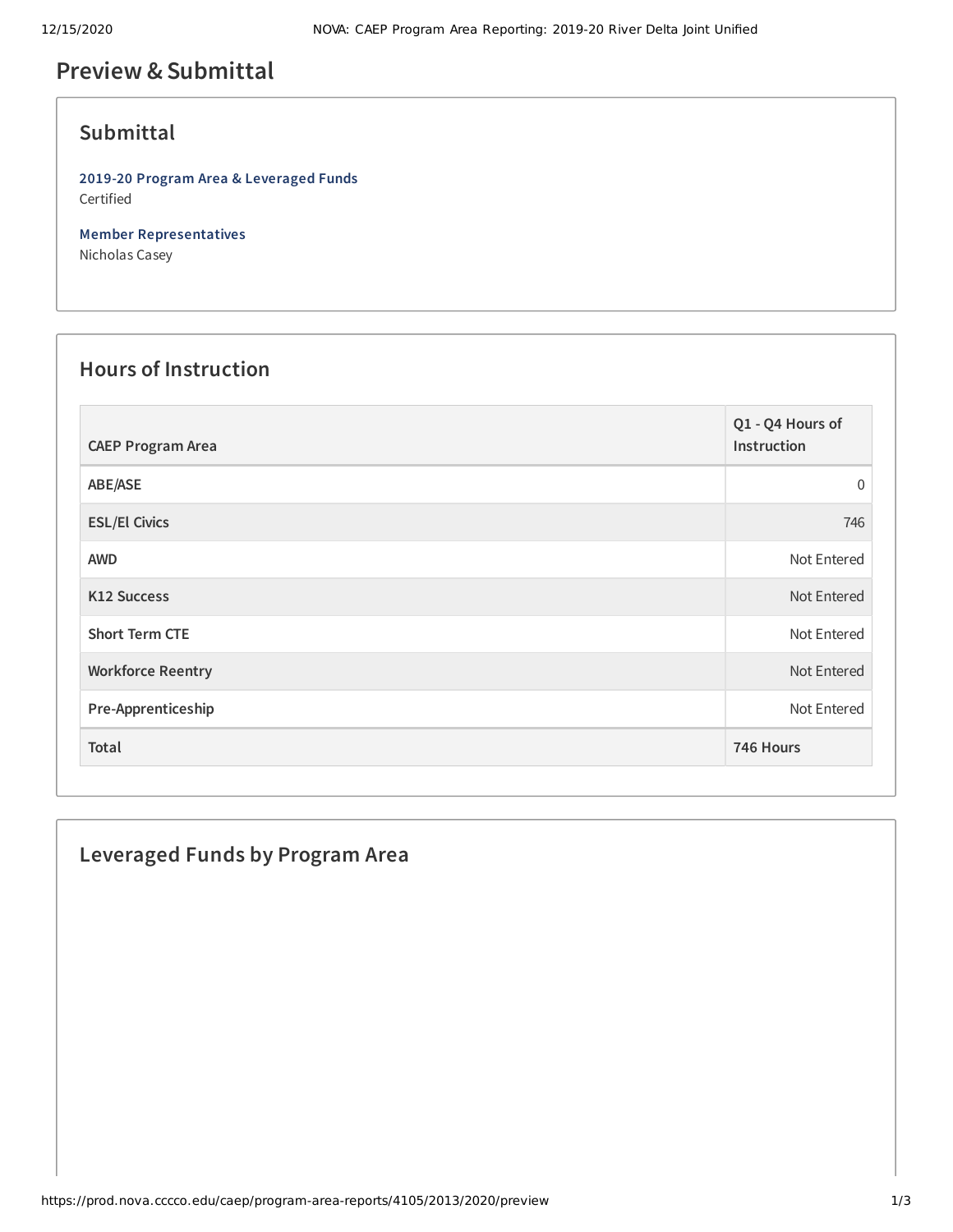# Preview & Submittal

## Submittal

**2019-20 Program Area & Leveraged Funds**
Certified

**Member Representatives**
Nicholas Casey

## Hours of Instruction

| CAEP Program Area | Q1 - Q4 Hours of Instruction |
|---|---|
| ABE/ASE | 0 |
| ESL/El Civics | 746 |
| AWD | Not Entered |
| K12 Success | Not Entered |
| Short Term CTE | Not Entered |
| Workforce Reentry | Not Entered |
| Pre-Apprenticeship | Not Entered |
| **Total** | **746 Hours** |

## Leveraged Funds by Program Area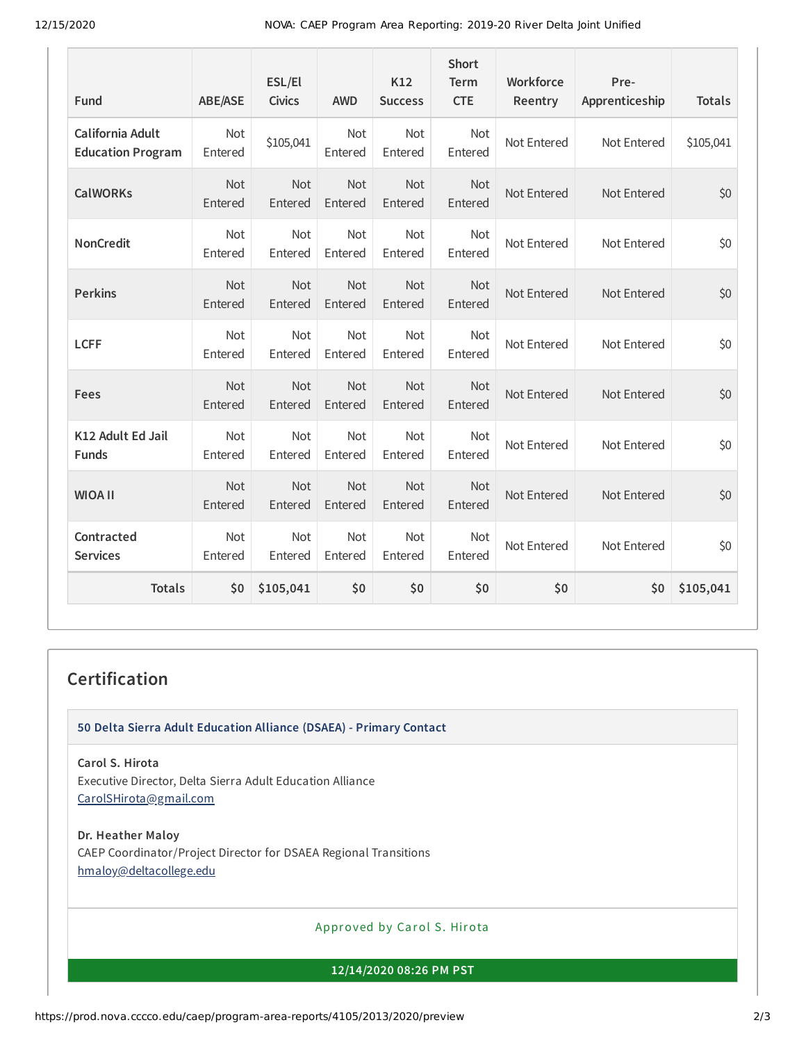| Fund | ABE/ASE | ESL/El Civics | AWD | K12 Success | Short Term CTE | Workforce Reentry | Pre-Apprenticeship | Totals |
|---|---|---|---|---|---|---|---|---|
| California Adult Education Program | Not Entered | $105,041 | Not Entered | Not Entered | Not Entered | Not Entered | Not Entered | $105,041 |
| CalWORKs | Not Entered | Not Entered | Not Entered | Not Entered | Not Entered | Not Entered | Not Entered | $0 |
| NonCredit | Not Entered | Not Entered | Not Entered | Not Entered | Not Entered | Not Entered | Not Entered | $0 |
| Perkins | Not Entered | Not Entered | Not Entered | Not Entered | Not Entered | Not Entered | Not Entered | $0 |
| LCFF | Not Entered | Not Entered | Not Entered | Not Entered | Not Entered | Not Entered | Not Entered | $0 |
| Fees | Not Entered | Not Entered | Not Entered | Not Entered | Not Entered | Not Entered | Not Entered | $0 |
| K12 Adult Ed Jail Funds | Not Entered | Not Entered | Not Entered | Not Entered | Not Entered | Not Entered | Not Entered | $0 |
| WIOA II | Not Entered | Not Entered | Not Entered | Not Entered | Not Entered | Not Entered | Not Entered | $0 |
| Contracted Services | Not Entered | Not Entered | Not Entered | Not Entered | Not Entered | Not Entered | Not Entered | $0 |
| **Totals** | **$0** | **$105,041** | **$0** | **$0** | **$0** | **$0** | **$0** | **$105,041** |

## Certification

**50 Delta Sierra Adult Education Alliance (DSAEA) - Primary Contact**

**Carol S. Hirota**
Executive Director, Delta Sierra Adult Education Alliance
CarolSHirota@gmail.com

**Dr. Heather Maloy**
CAEP Coordinator/Project Director for DSAEA Regional Transitions
hmaloy@deltacollege.edu

Approved by Carol S. Hirota

**12/14/2020 08:26 PM PST**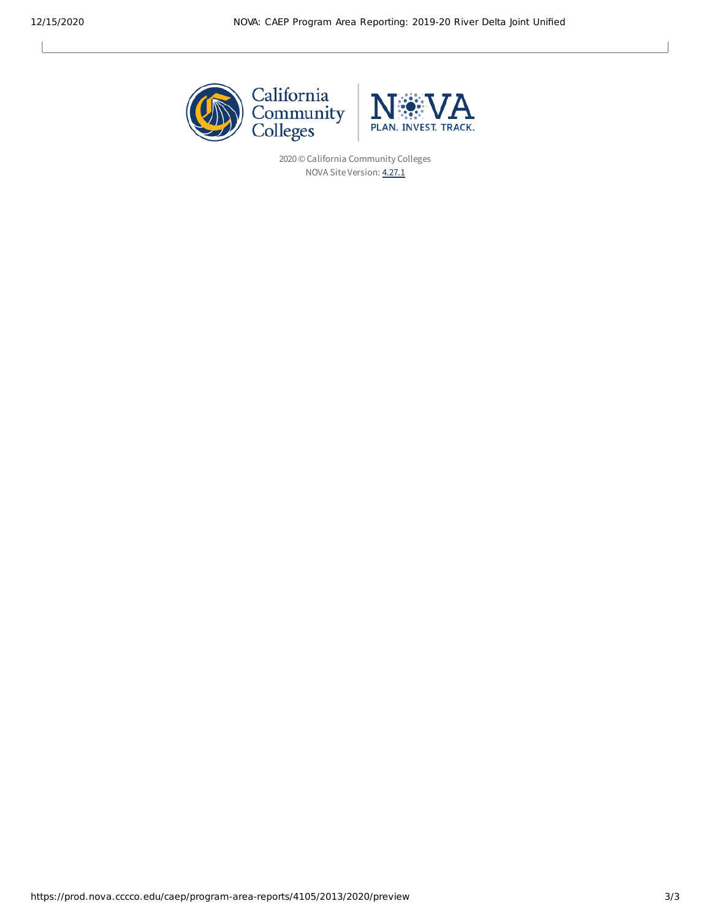2020 © California Community Colleges
NOVA Site Version: 4.27.1